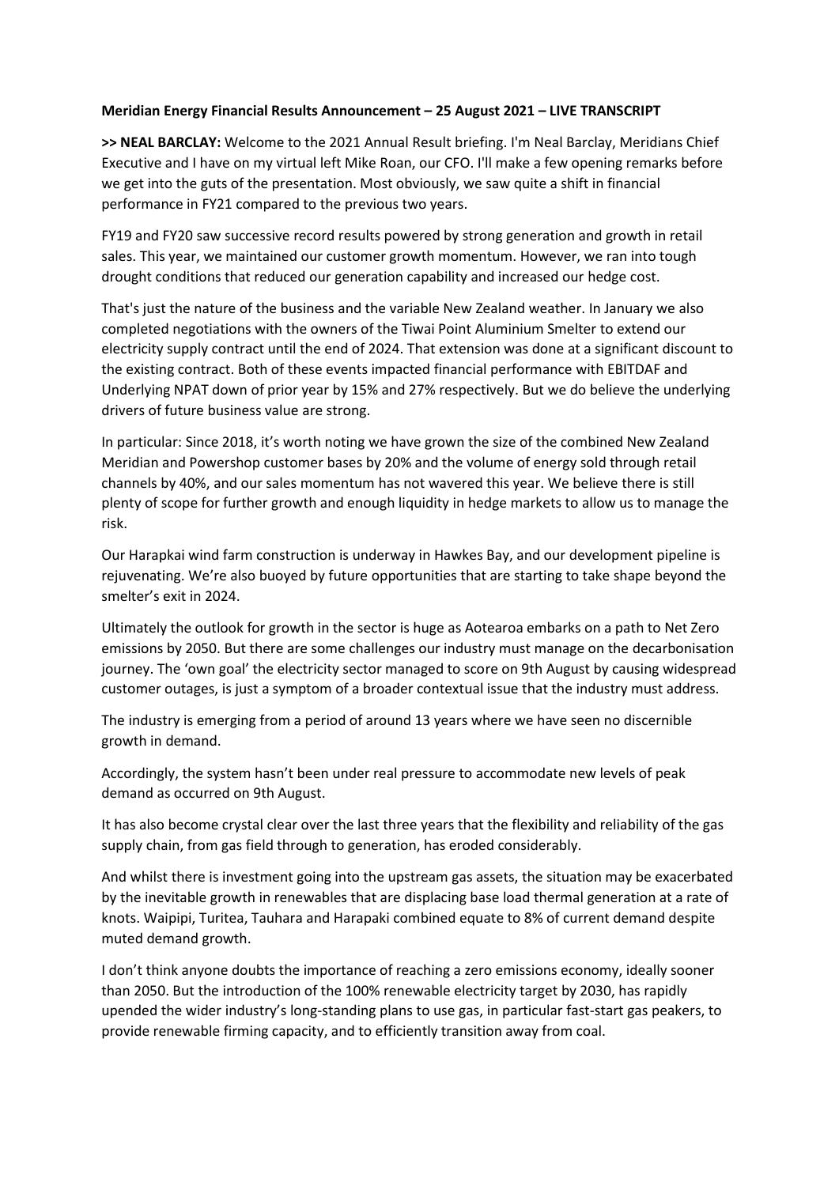**Meridian Energy Financial Results Announcement – 25 August 2021 – LIVE TRANSCRIPT**

**>> NEAL BARCLAY:** Welcome to the 2021 Annual Result briefing. I'm Neal Barclay, Meridians Chief Executive and I have on my virtual left Mike Roan, our CFO. I'll make a few opening remarks before we get into the guts of the presentation. Most obviously, we saw quite a shift in financial performance in FY21 compared to the previous two years.

FY19 and FY20 saw successive record results powered by strong generation and growth in retail sales. This year, we maintained our customer growth momentum. However, we ran into tough drought conditions that reduced our generation capability and increased our hedge cost.

That's just the nature of the business and the variable New Zealand weather. In January we also completed negotiations with the owners of the Tiwai Point Aluminium Smelter to extend our electricity supply contract until the end of 2024. That extension was done at a significant discount to the existing contract. Both of these events impacted financial performance with EBITDAF and Underlying NPAT down of prior year by 15% and 27% respectively. But we do believe the underlying drivers of future business value are strong.

In particular: Since 2018, it's worth noting we have grown the size of the combined New Zealand Meridian and Powershop customer bases by 20% and the volume of energy sold through retail channels by 40%, and our sales momentum has not wavered this year. We believe there is still plenty of scope for further growth and enough liquidity in hedge markets to allow us to manage the risk.

Our Harapkai wind farm construction is underway in Hawkes Bay, and our development pipeline is rejuvenating. We're also buoyed by future opportunities that are starting to take shape beyond the smelter's exit in 2024.

Ultimately the outlook for growth in the sector is huge as Aotearoa embarks on a path to Net Zero emissions by 2050. But there are some challenges our industry must manage on the decarbonisation journey. The 'own goal' the electricity sector managed to score on 9th August by causing widespread customer outages, is just a symptom of a broader contextual issue that the industry must address.

The industry is emerging from a period of around 13 years where we have seen no discernible growth in demand.

Accordingly, the system hasn't been under real pressure to accommodate new levels of peak demand as occurred on 9th August.

It has also become crystal clear over the last three years that the flexibility and reliability of the gas supply chain, from gas field through to generation, has eroded considerably.

And whilst there is investment going into the upstream gas assets, the situation may be exacerbated by the inevitable growth in renewables that are displacing base load thermal generation at a rate of knots. Waipipi, Turitea, Tauhara and Harapaki combined equate to 8% of current demand despite muted demand growth.

I don't think anyone doubts the importance of reaching a zero emissions economy, ideally sooner than 2050. But the introduction of the 100% renewable electricity target by 2030, has rapidly upended the wider industry's long-standing plans to use gas, in particular fast-start gas peakers, to provide renewable firming capacity, and to efficiently transition away from coal.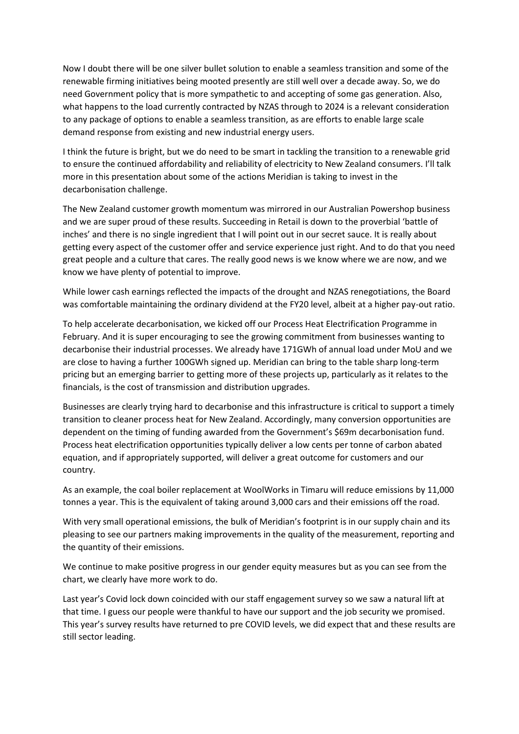Now I doubt there will be one silver bullet solution to enable a seamless transition and some of the renewable firming initiatives being mooted presently are still well over a decade away. So, we do need Government policy that is more sympathetic to and accepting of some gas generation. Also, what happens to the load currently contracted by NZAS through to 2024 is a relevant consideration to any package of options to enable a seamless transition, as are efforts to enable large scale demand response from existing and new industrial energy users.

I think the future is bright, but we do need to be smart in tackling the transition to a renewable grid to ensure the continued affordability and reliability of electricity to New Zealand consumers. I'll talk more in this presentation about some of the actions Meridian is taking to invest in the decarbonisation challenge.

The New Zealand customer growth momentum was mirrored in our Australian Powershop business and we are super proud of these results. Succeeding in Retail is down to the proverbial 'battle of inches' and there is no single ingredient that I will point out in our secret sauce. It is really about getting every aspect of the customer offer and service experience just right. And to do that you need great people and a culture that cares. The really good news is we know where we are now, and we know we have plenty of potential to improve.

While lower cash earnings reflected the impacts of the drought and NZAS renegotiations, the Board was comfortable maintaining the ordinary dividend at the FY20 level, albeit at a higher pay-out ratio.

To help accelerate decarbonisation, we kicked off our Process Heat Electrification Programme in February. And it is super encouraging to see the growing commitment from businesses wanting to decarbonise their industrial processes. We already have 171GWh of annual load under MoU and we are close to having a further 100GWh signed up. Meridian can bring to the table sharp long-term pricing but an emerging barrier to getting more of these projects up, particularly as it relates to the financials, is the cost of transmission and distribution upgrades.

Businesses are clearly trying hard to decarbonise and this infrastructure is critical to support a timely transition to cleaner process heat for New Zealand. Accordingly, many conversion opportunities are dependent on the timing of funding awarded from the Government's $69m decarbonisation fund. Process heat electrification opportunities typically deliver a low cents per tonne of carbon abated equation, and if appropriately supported, will deliver a great outcome for customers and our country.

As an example, the coal boiler replacement at WoolWorks in Timaru will reduce emissions by 11,000 tonnes a year. This is the equivalent of taking around 3,000 cars and their emissions off the road.

With very small operational emissions, the bulk of Meridian's footprint is in our supply chain and its pleasing to see our partners making improvements in the quality of the measurement, reporting and the quantity of their emissions.

We continue to make positive progress in our gender equity measures but as you can see from the chart, we clearly have more work to do.

Last year's Covid lock down coincided with our staff engagement survey so we saw a natural lift at that time. I guess our people were thankful to have our support and the job security we promised. This year's survey results have returned to pre COVID levels, we did expect that and these results are still sector leading.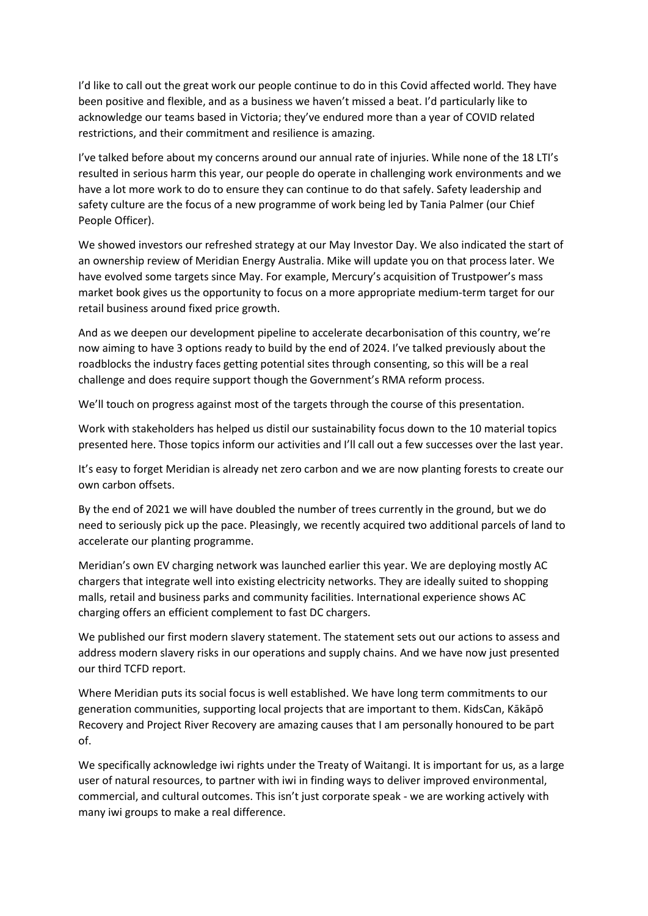I'd like to call out the great work our people continue to do in this Covid affected world. They have been positive and flexible, and as a business we haven't missed a beat. I'd particularly like to acknowledge our teams based in Victoria; they've endured more than a year of COVID related restrictions, and their commitment and resilience is amazing.

I've talked before about my concerns around our annual rate of injuries. While none of the 18 LTI's resulted in serious harm this year, our people do operate in challenging work environments and we have a lot more work to do to ensure they can continue to do that safely. Safety leadership and safety culture are the focus of a new programme of work being led by Tania Palmer (our Chief People Officer).

We showed investors our refreshed strategy at our May Investor Day. We also indicated the start of an ownership review of Meridian Energy Australia. Mike will update you on that process later. We have evolved some targets since May. For example, Mercury's acquisition of Trustpower's mass market book gives us the opportunity to focus on a more appropriate medium-term target for our retail business around fixed price growth.

And as we deepen our development pipeline to accelerate decarbonisation of this country, we're now aiming to have 3 options ready to build by the end of 2024. I've talked previously about the roadblocks the industry faces getting potential sites through consenting, so this will be a real challenge and does require support though the Government's RMA reform process.

We'll touch on progress against most of the targets through the course of this presentation.

Work with stakeholders has helped us distil our sustainability focus down to the 10 material topics presented here. Those topics inform our activities and I'll call out a few successes over the last year.

It's easy to forget Meridian is already net zero carbon and we are now planting forests to create our own carbon offsets.

By the end of 2021 we will have doubled the number of trees currently in the ground, but we do need to seriously pick up the pace. Pleasingly, we recently acquired two additional parcels of land to accelerate our planting programme.

Meridian's own EV charging network was launched earlier this year. We are deploying mostly AC chargers that integrate well into existing electricity networks. They are ideally suited to shopping malls, retail and business parks and community facilities. International experience shows AC charging offers an efficient complement to fast DC chargers.

We published our first modern slavery statement. The statement sets out our actions to assess and address modern slavery risks in our operations and supply chains. And we have now just presented our third TCFD report.

Where Meridian puts its social focus is well established. We have long term commitments to our generation communities, supporting local projects that are important to them. KidsCan, Kākāpō Recovery and Project River Recovery are amazing causes that I am personally honoured to be part of.

We specifically acknowledge iwi rights under the Treaty of Waitangi. It is important for us, as a large user of natural resources, to partner with iwi in finding ways to deliver improved environmental, commercial, and cultural outcomes. This isn't just corporate speak - we are working actively with many iwi groups to make a real difference.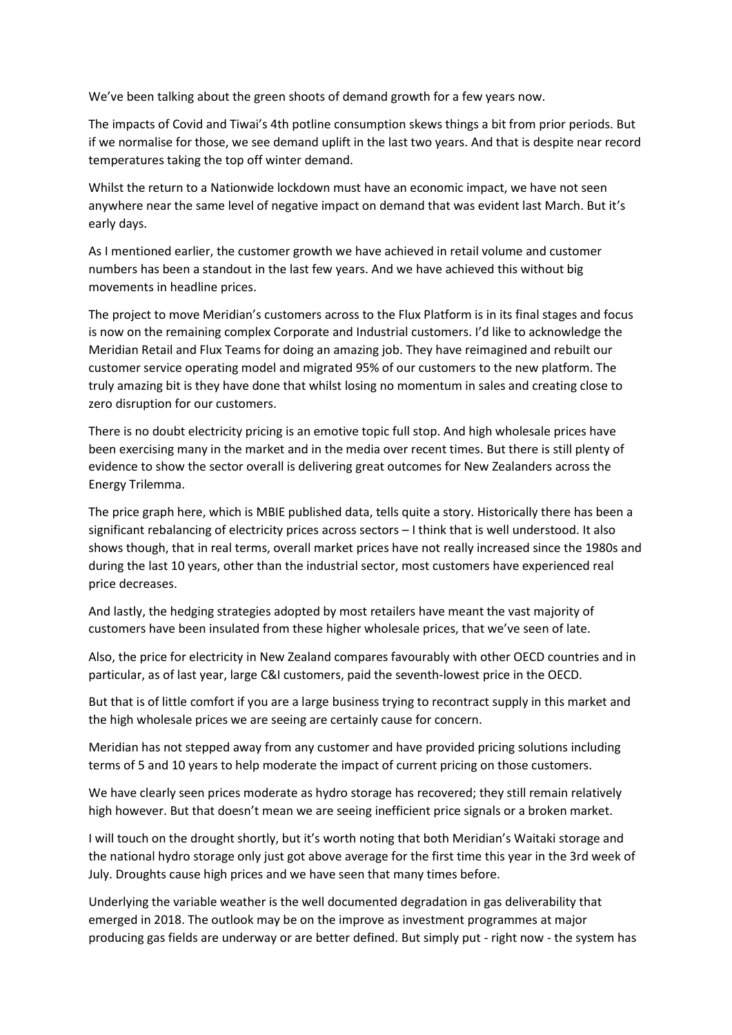We've been talking about the green shoots of demand growth for a few years now.

The impacts of Covid and Tiwai's 4th potline consumption skews things a bit from prior periods. But if we normalise for those, we see demand uplift in the last two years. And that is despite near record temperatures taking the top off winter demand.

Whilst the return to a Nationwide lockdown must have an economic impact, we have not seen anywhere near the same level of negative impact on demand that was evident last March. But it's early days.

As I mentioned earlier, the customer growth we have achieved in retail volume and customer numbers has been a standout in the last few years. And we have achieved this without big movements in headline prices.

The project to move Meridian's customers across to the Flux Platform is in its final stages and focus is now on the remaining complex Corporate and Industrial customers. I'd like to acknowledge the Meridian Retail and Flux Teams for doing an amazing job. They have reimagined and rebuilt our customer service operating model and migrated 95% of our customers to the new platform. The truly amazing bit is they have done that whilst losing no momentum in sales and creating close to zero disruption for our customers.

There is no doubt electricity pricing is an emotive topic full stop. And high wholesale prices have been exercising many in the market and in the media over recent times. But there is still plenty of evidence to show the sector overall is delivering great outcomes for New Zealanders across the Energy Trilemma.

The price graph here, which is MBIE published data, tells quite a story. Historically there has been a significant rebalancing of electricity prices across sectors – I think that is well understood. It also shows though, that in real terms, overall market prices have not really increased since the 1980s and during the last 10 years, other than the industrial sector, most customers have experienced real price decreases.

And lastly, the hedging strategies adopted by most retailers have meant the vast majority of customers have been insulated from these higher wholesale prices, that we've seen of late.

Also, the price for electricity in New Zealand compares favourably with other OECD countries and in particular, as of last year, large C&I customers, paid the seventh-lowest price in the OECD.

But that is of little comfort if you are a large business trying to recontract supply in this market and the high wholesale prices we are seeing are certainly cause for concern.

Meridian has not stepped away from any customer and have provided pricing solutions including terms of 5 and 10 years to help moderate the impact of current pricing on those customers.

We have clearly seen prices moderate as hydro storage has recovered; they still remain relatively high however. But that doesn't mean we are seeing inefficient price signals or a broken market.

I will touch on the drought shortly, but it's worth noting that both Meridian's Waitaki storage and the national hydro storage only just got above average for the first time this year in the 3rd week of July. Droughts cause high prices and we have seen that many times before.

Underlying the variable weather is the well documented degradation in gas deliverability that emerged in 2018. The outlook may be on the improve as investment programmes at major producing gas fields are underway or are better defined. But simply put - right now - the system has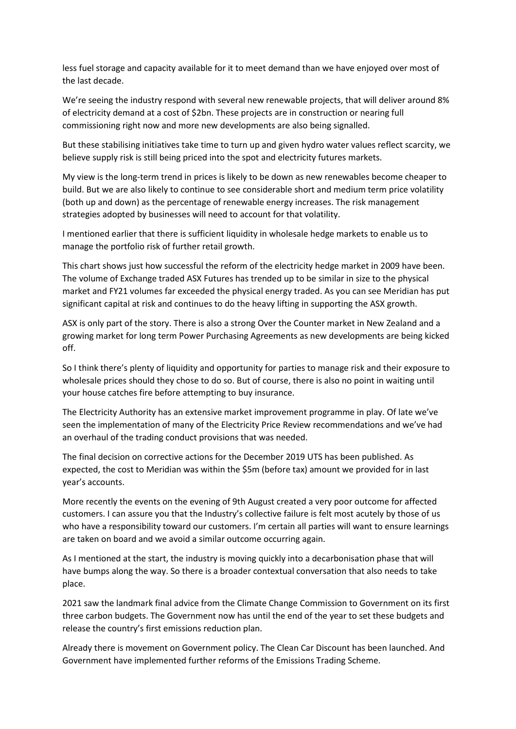less fuel storage and capacity available for it to meet demand than we have enjoyed over most of the last decade.

We're seeing the industry respond with several new renewable projects, that will deliver around 8% of electricity demand at a cost of $2bn. These projects are in construction or nearing full commissioning right now and more new developments are also being signalled.

But these stabilising initiatives take time to turn up and given hydro water values reflect scarcity, we believe supply risk is still being priced into the spot and electricity futures markets.

My view is the long-term trend in prices is likely to be down as new renewables become cheaper to build. But we are also likely to continue to see considerable short and medium term price volatility (both up and down) as the percentage of renewable energy increases. The risk management strategies adopted by businesses will need to account for that volatility.

I mentioned earlier that there is sufficient liquidity in wholesale hedge markets to enable us to manage the portfolio risk of further retail growth.

This chart shows just how successful the reform of the electricity hedge market in 2009 have been. The volume of Exchange traded ASX Futures has trended up to be similar in size to the physical market and FY21 volumes far exceeded the physical energy traded. As you can see Meridian has put significant capital at risk and continues to do the heavy lifting in supporting the ASX growth.

ASX is only part of the story. There is also a strong Over the Counter market in New Zealand and a growing market for long term Power Purchasing Agreements as new developments are being kicked off.

So I think there's plenty of liquidity and opportunity for parties to manage risk and their exposure to wholesale prices should they chose to do so. But of course, there is also no point in waiting until your house catches fire before attempting to buy insurance.

The Electricity Authority has an extensive market improvement programme in play. Of late we've seen the implementation of many of the Electricity Price Review recommendations and we've had an overhaul of the trading conduct provisions that was needed.

The final decision on corrective actions for the December 2019 UTS has been published. As expected, the cost to Meridian was within the $5m (before tax) amount we provided for in last year's accounts.

More recently the events on the evening of 9th August created a very poor outcome for affected customers. I can assure you that the Industry's collective failure is felt most acutely by those of us who have a responsibility toward our customers. I'm certain all parties will want to ensure learnings are taken on board and we avoid a similar outcome occurring again.

As I mentioned at the start, the industry is moving quickly into a decarbonisation phase that will have bumps along the way. So there is a broader contextual conversation that also needs to take place.

2021 saw the landmark final advice from the Climate Change Commission to Government on its first three carbon budgets. The Government now has until the end of the year to set these budgets and release the country's first emissions reduction plan.

Already there is movement on Government policy. The Clean Car Discount has been launched. And Government have implemented further reforms of the Emissions Trading Scheme.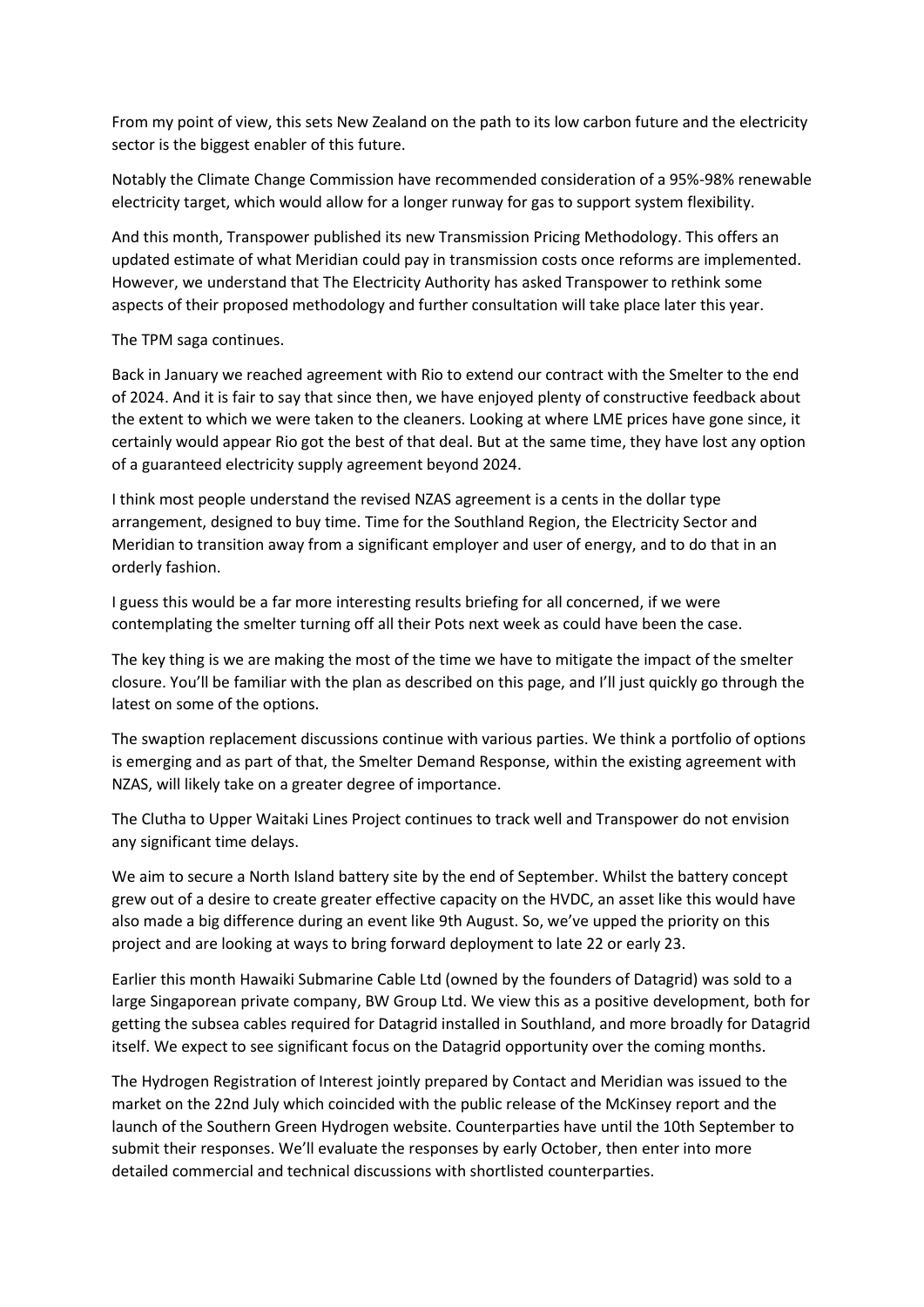From my point of view, this sets New Zealand on the path to its low carbon future and the electricity sector is the biggest enabler of this future.

Notably the Climate Change Commission have recommended consideration of a 95%-98% renewable electricity target, which would allow for a longer runway for gas to support system flexibility.

And this month, Transpower published its new Transmission Pricing Methodology. This offers an updated estimate of what Meridian could pay in transmission costs once reforms are implemented. However, we understand that The Electricity Authority has asked Transpower to rethink some aspects of their proposed methodology and further consultation will take place later this year.

The TPM saga continues.

Back in January we reached agreement with Rio to extend our contract with the Smelter to the end of 2024. And it is fair to say that since then, we have enjoyed plenty of constructive feedback about the extent to which we were taken to the cleaners. Looking at where LME prices have gone since, it certainly would appear Rio got the best of that deal. But at the same time, they have lost any option of a guaranteed electricity supply agreement beyond 2024.

I think most people understand the revised NZAS agreement is a cents in the dollar type arrangement, designed to buy time. Time for the Southland Region, the Electricity Sector and Meridian to transition away from a significant employer and user of energy, and to do that in an orderly fashion.

I guess this would be a far more interesting results briefing for all concerned, if we were contemplating the smelter turning off all their Pots next week as could have been the case.

The key thing is we are making the most of the time we have to mitigate the impact of the smelter closure. You'll be familiar with the plan as described on this page, and I'll just quickly go through the latest on some of the options.

The swaption replacement discussions continue with various parties. We think a portfolio of options is emerging and as part of that, the Smelter Demand Response, within the existing agreement with NZAS, will likely take on a greater degree of importance.

The Clutha to Upper Waitaki Lines Project continues to track well and Transpower do not envision any significant time delays.

We aim to secure a North Island battery site by the end of September. Whilst the battery concept grew out of a desire to create greater effective capacity on the HVDC, an asset like this would have also made a big difference during an event like 9th August. So, we've upped the priority on this project and are looking at ways to bring forward deployment to late 22 or early 23.

Earlier this month Hawaiki Submarine Cable Ltd (owned by the founders of Datagrid) was sold to a large Singaporean private company, BW Group Ltd. We view this as a positive development, both for getting the subsea cables required for Datagrid installed in Southland, and more broadly for Datagrid itself. We expect to see significant focus on the Datagrid opportunity over the coming months.

The Hydrogen Registration of Interest jointly prepared by Contact and Meridian was issued to the market on the 22nd July which coincided with the public release of the McKinsey report and the launch of the Southern Green Hydrogen website. Counterparties have until the 10th September to submit their responses. We'll evaluate the responses by early October, then enter into more detailed commercial and technical discussions with shortlisted counterparties.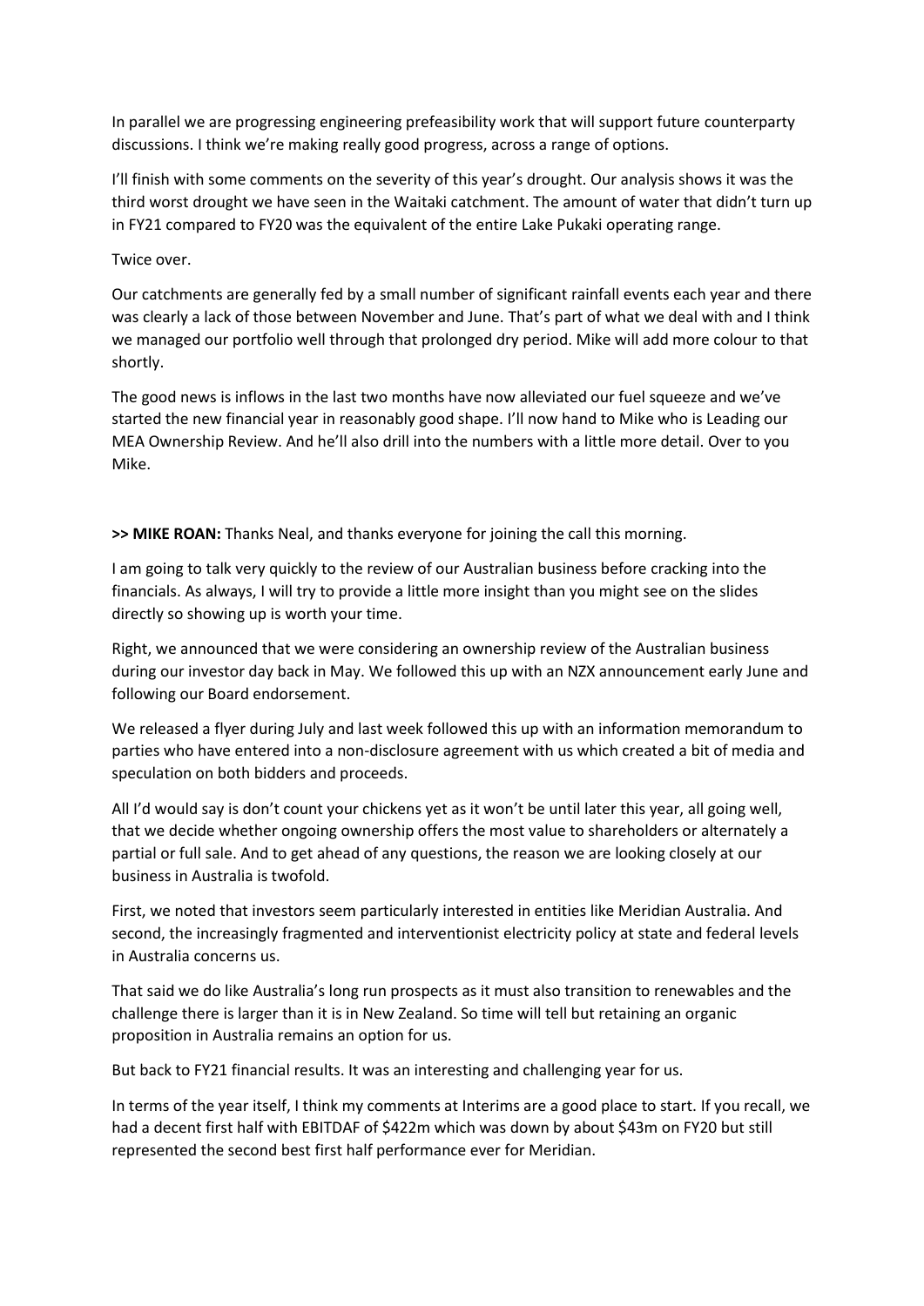In parallel we are progressing engineering prefeasibility work that will support future counterparty discussions. I think we're making really good progress, across a range of options.

I'll finish with some comments on the severity of this year's drought. Our analysis shows it was the third worst drought we have seen in the Waitaki catchment. The amount of water that didn't turn up in FY21 compared to FY20 was the equivalent of the entire Lake Pukaki operating range.

Twice over.

Our catchments are generally fed by a small number of significant rainfall events each year and there was clearly a lack of those between November and June. That's part of what we deal with and I think we managed our portfolio well through that prolonged dry period. Mike will add more colour to that shortly.

The good news is inflows in the last two months have now alleviated our fuel squeeze and we've started the new financial year in reasonably good shape. I'll now hand to Mike who is Leading our MEA Ownership Review. And he'll also drill into the numbers with a little more detail. Over to you Mike.

**>> MIKE ROAN:** Thanks Neal, and thanks everyone for joining the call this morning.

I am going to talk very quickly to the review of our Australian business before cracking into the financials. As always, I will try to provide a little more insight than you might see on the slides directly so showing up is worth your time.

Right, we announced that we were considering an ownership review of the Australian business during our investor day back in May. We followed this up with an NZX announcement early June and following our Board endorsement.

We released a flyer during July and last week followed this up with an information memorandum to parties who have entered into a non-disclosure agreement with us which created a bit of media and speculation on both bidders and proceeds.

All I'd would say is don't count your chickens yet as it won't be until later this year, all going well, that we decide whether ongoing ownership offers the most value to shareholders or alternately a partial or full sale. And to get ahead of any questions, the reason we are looking closely at our business in Australia is twofold.

First, we noted that investors seem particularly interested in entities like Meridian Australia. And second, the increasingly fragmented and interventionist electricity policy at state and federal levels in Australia concerns us.

That said we do like Australia's long run prospects as it must also transition to renewables and the challenge there is larger than it is in New Zealand. So time will tell but retaining an organic proposition in Australia remains an option for us.

But back to FY21 financial results. It was an interesting and challenging year for us.

In terms of the year itself, I think my comments at Interims are a good place to start. If you recall, we had a decent first half with EBITDAF of $422m which was down by about $43m on FY20 but still represented the second best first half performance ever for Meridian.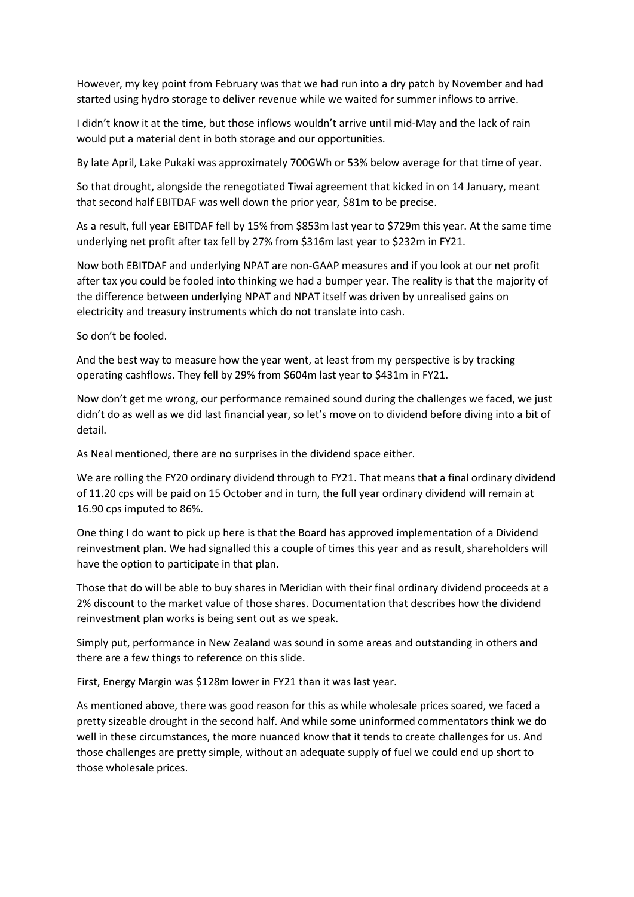However, my key point from February was that we had run into a dry patch by November and had started using hydro storage to deliver revenue while we waited for summer inflows to arrive.

I didn't know it at the time, but those inflows wouldn't arrive until mid-May and the lack of rain would put a material dent in both storage and our opportunities.

By late April, Lake Pukaki was approximately 700GWh or 53% below average for that time of year.

So that drought, alongside the renegotiated Tiwai agreement that kicked in on 14 January, meant that second half EBITDAF was well down the prior year, $81m to be precise.

As a result, full year EBITDAF fell by 15% from $853m last year to $729m this year. At the same time underlying net profit after tax fell by 27% from $316m last year to $232m in FY21.

Now both EBITDAF and underlying NPAT are non-GAAP measures and if you look at our net profit after tax you could be fooled into thinking we had a bumper year. The reality is that the majority of the difference between underlying NPAT and NPAT itself was driven by unrealised gains on electricity and treasury instruments which do not translate into cash.

So don't be fooled.

And the best way to measure how the year went, at least from my perspective is by tracking operating cashflows. They fell by 29% from $604m last year to $431m in FY21.

Now don't get me wrong, our performance remained sound during the challenges we faced, we just didn't do as well as we did last financial year, so let's move on to dividend before diving into a bit of detail.

As Neal mentioned, there are no surprises in the dividend space either.

We are rolling the FY20 ordinary dividend through to FY21. That means that a final ordinary dividend of 11.20 cps will be paid on 15 October and in turn, the full year ordinary dividend will remain at 16.90 cps imputed to 86%.

One thing I do want to pick up here is that the Board has approved implementation of a Dividend reinvestment plan. We had signalled this a couple of times this year and as result, shareholders will have the option to participate in that plan.

Those that do will be able to buy shares in Meridian with their final ordinary dividend proceeds at a 2% discount to the market value of those shares. Documentation that describes how the dividend reinvestment plan works is being sent out as we speak.

Simply put, performance in New Zealand was sound in some areas and outstanding in others and there are a few things to reference on this slide.

First, Energy Margin was $128m lower in FY21 than it was last year.

As mentioned above, there was good reason for this as while wholesale prices soared, we faced a pretty sizeable drought in the second half. And while some uninformed commentators think we do well in these circumstances, the more nuanced know that it tends to create challenges for us. And those challenges are pretty simple, without an adequate supply of fuel we could end up short to those wholesale prices.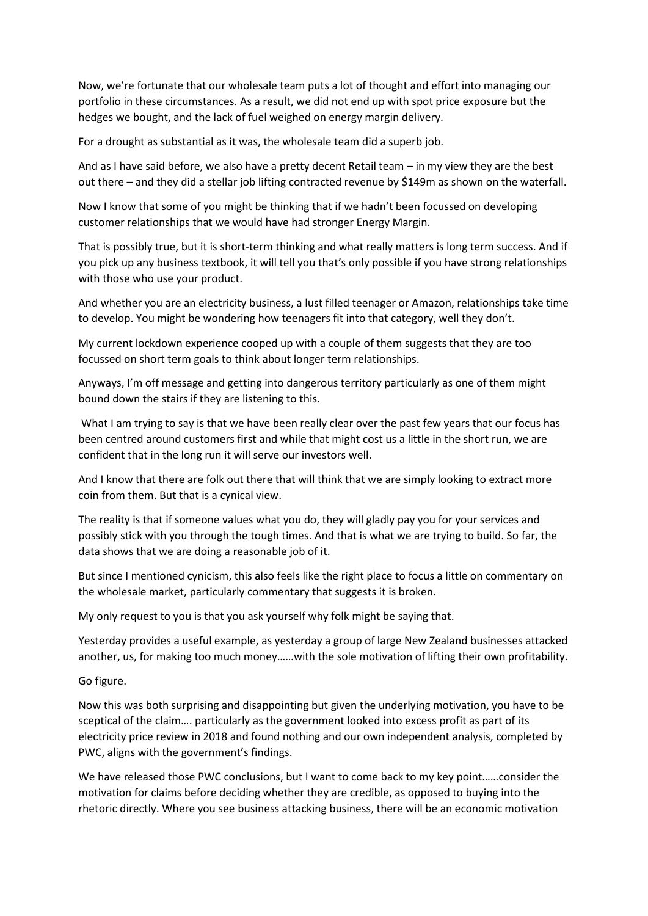Now, we're fortunate that our wholesale team puts a lot of thought and effort into managing our portfolio in these circumstances. As a result, we did not end up with spot price exposure but the hedges we bought, and the lack of fuel weighed on energy margin delivery.

For a drought as substantial as it was, the wholesale team did a superb job.

And as I have said before, we also have a pretty decent Retail team – in my view they are the best out there – and they did a stellar job lifting contracted revenue by $149m as shown on the waterfall.

Now I know that some of you might be thinking that if we hadn't been focussed on developing customer relationships that we would have had stronger Energy Margin.

That is possibly true, but it is short-term thinking and what really matters is long term success. And if you pick up any business textbook, it will tell you that's only possible if you have strong relationships with those who use your product.

And whether you are an electricity business, a lust filled teenager or Amazon, relationships take time to develop. You might be wondering how teenagers fit into that category, well they don't.

My current lockdown experience cooped up with a couple of them suggests that they are too focussed on short term goals to think about longer term relationships.

Anyways, I'm off message and getting into dangerous territory particularly as one of them might bound down the stairs if they are listening to this.

What I am trying to say is that we have been really clear over the past few years that our focus has been centred around customers first and while that might cost us a little in the short run, we are confident that in the long run it will serve our investors well.

And I know that there are folk out there that will think that we are simply looking to extract more coin from them. But that is a cynical view.

The reality is that if someone values what you do, they will gladly pay you for your services and possibly stick with you through the tough times. And that is what we are trying to build. So far, the data shows that we are doing a reasonable job of it.

But since I mentioned cynicism, this also feels like the right place to focus a little on commentary on the wholesale market, particularly commentary that suggests it is broken.

My only request to you is that you ask yourself why folk might be saying that.

Yesterday provides a useful example, as yesterday a group of large New Zealand businesses attacked another, us, for making too much money……with the sole motivation of lifting their own profitability.

Go figure.

Now this was both surprising and disappointing but given the underlying motivation, you have to be sceptical of the claim…. particularly as the government looked into excess profit as part of its electricity price review in 2018 and found nothing and our own independent analysis, completed by PWC, aligns with the government's findings.

We have released those PWC conclusions, but I want to come back to my key point……consider the motivation for claims before deciding whether they are credible, as opposed to buying into the rhetoric directly. Where you see business attacking business, there will be an economic motivation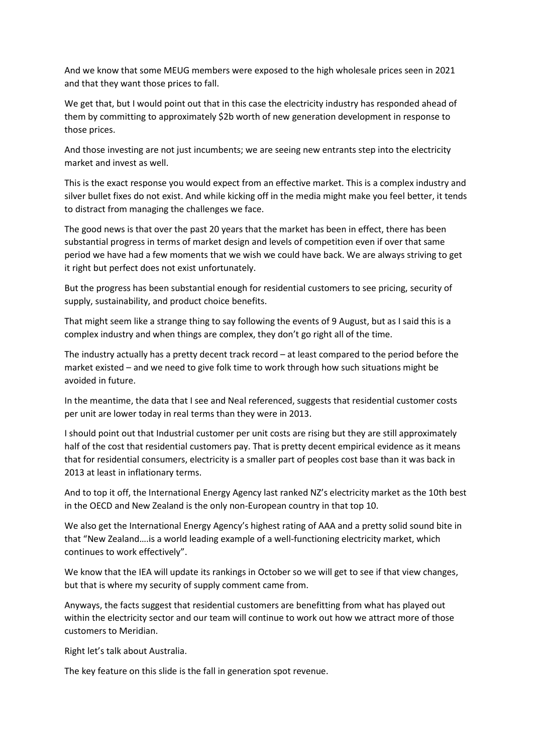And we know that some MEUG members were exposed to the high wholesale prices seen in 2021 and that they want those prices to fall.

We get that, but I would point out that in this case the electricity industry has responded ahead of them by committing to approximately $2b worth of new generation development in response to those prices.

And those investing are not just incumbents; we are seeing new entrants step into the electricity market and invest as well.

This is the exact response you would expect from an effective market. This is a complex industry and silver bullet fixes do not exist. And while kicking off in the media might make you feel better, it tends to distract from managing the challenges we face.

The good news is that over the past 20 years that the market has been in effect, there has been substantial progress in terms of market design and levels of competition even if over that same period we have had a few moments that we wish we could have back. We are always striving to get it right but perfect does not exist unfortunately.

But the progress has been substantial enough for residential customers to see pricing, security of supply, sustainability, and product choice benefits.

That might seem like a strange thing to say following the events of 9 August, but as I said this is a complex industry and when things are complex, they don't go right all of the time.

The industry actually has a pretty decent track record – at least compared to the period before the market existed – and we need to give folk time to work through how such situations might be avoided in future.

In the meantime, the data that I see and Neal referenced, suggests that residential customer costs per unit are lower today in real terms than they were in 2013.

I should point out that Industrial customer per unit costs are rising but they are still approximately half of the cost that residential customers pay. That is pretty decent empirical evidence as it means that for residential consumers, electricity is a smaller part of peoples cost base than it was back in 2013 at least in inflationary terms.

And to top it off, the International Energy Agency last ranked NZ's electricity market as the 10th best in the OECD and New Zealand is the only non-European country in that top 10.

We also get the International Energy Agency's highest rating of AAA and a pretty solid sound bite in that "New Zealand….is a world leading example of a well-functioning electricity market, which continues to work effectively".

We know that the IEA will update its rankings in October so we will get to see if that view changes, but that is where my security of supply comment came from.

Anyways, the facts suggest that residential customers are benefitting from what has played out within the electricity sector and our team will continue to work out how we attract more of those customers to Meridian.

Right let's talk about Australia.

The key feature on this slide is the fall in generation spot revenue.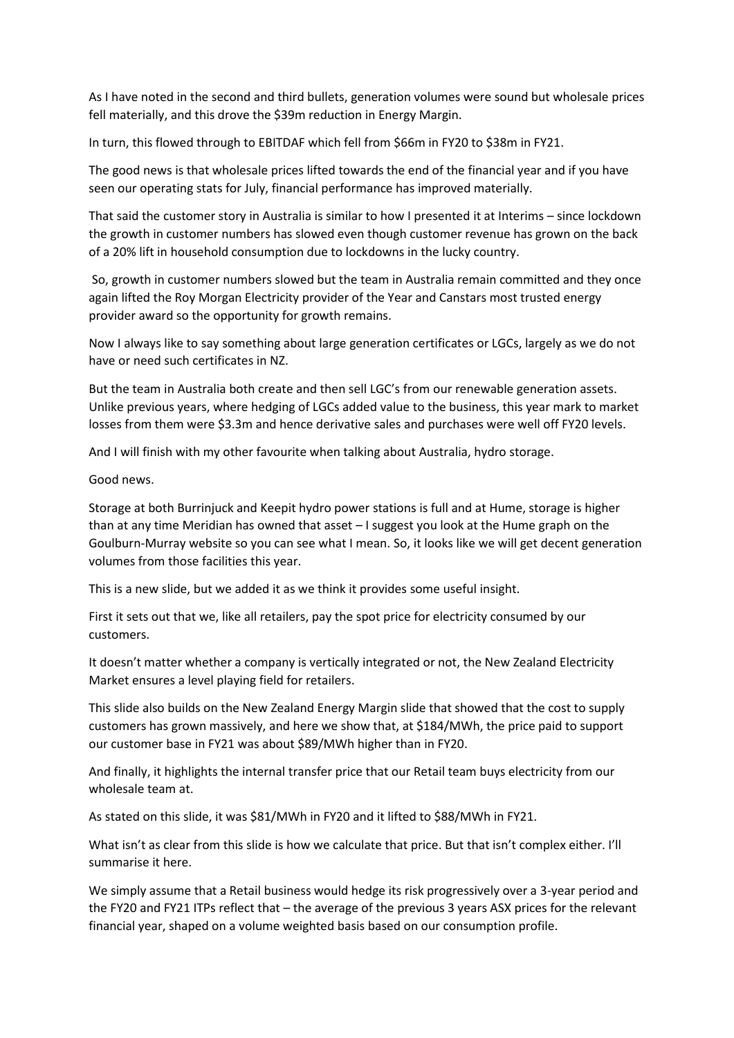As I have noted in the second and third bullets, generation volumes were sound but wholesale prices fell materially, and this drove the $39m reduction in Energy Margin.

In turn, this flowed through to EBITDAF which fell from $66m in FY20 to $38m in FY21.

The good news is that wholesale prices lifted towards the end of the financial year and if you have seen our operating stats for July, financial performance has improved materially.

That said the customer story in Australia is similar to how I presented it at Interims – since lockdown the growth in customer numbers has slowed even though customer revenue has grown on the back of a 20% lift in household consumption due to lockdowns in the lucky country.

So, growth in customer numbers slowed but the team in Australia remain committed and they once again lifted the Roy Morgan Electricity provider of the Year and Canstars most trusted energy provider award so the opportunity for growth remains.

Now I always like to say something about large generation certificates or LGCs, largely as we do not have or need such certificates in NZ.

But the team in Australia both create and then sell LGC's from our renewable generation assets. Unlike previous years, where hedging of LGCs added value to the business, this year mark to market losses from them were $3.3m and hence derivative sales and purchases were well off FY20 levels.

And I will finish with my other favourite when talking about Australia, hydro storage.

Good news.

Storage at both Burrinjuck and Keepit hydro power stations is full and at Hume, storage is higher than at any time Meridian has owned that asset – I suggest you look at the Hume graph on the Goulburn-Murray website so you can see what I mean. So, it looks like we will get decent generation volumes from those facilities this year.

This is a new slide, but we added it as we think it provides some useful insight.

First it sets out that we, like all retailers, pay the spot price for electricity consumed by our customers.

It doesn't matter whether a company is vertically integrated or not, the New Zealand Electricity Market ensures a level playing field for retailers.

This slide also builds on the New Zealand Energy Margin slide that showed that the cost to supply customers has grown massively, and here we show that, at $184/MWh, the price paid to support our customer base in FY21 was about $89/MWh higher than in FY20.

And finally, it highlights the internal transfer price that our Retail team buys electricity from our wholesale team at.

As stated on this slide, it was $81/MWh in FY20 and it lifted to $88/MWh in FY21.

What isn't as clear from this slide is how we calculate that price. But that isn't complex either. I'll summarise it here.

We simply assume that a Retail business would hedge its risk progressively over a 3-year period and the FY20 and FY21 ITPs reflect that – the average of the previous 3 years ASX prices for the relevant financial year, shaped on a volume weighted basis based on our consumption profile.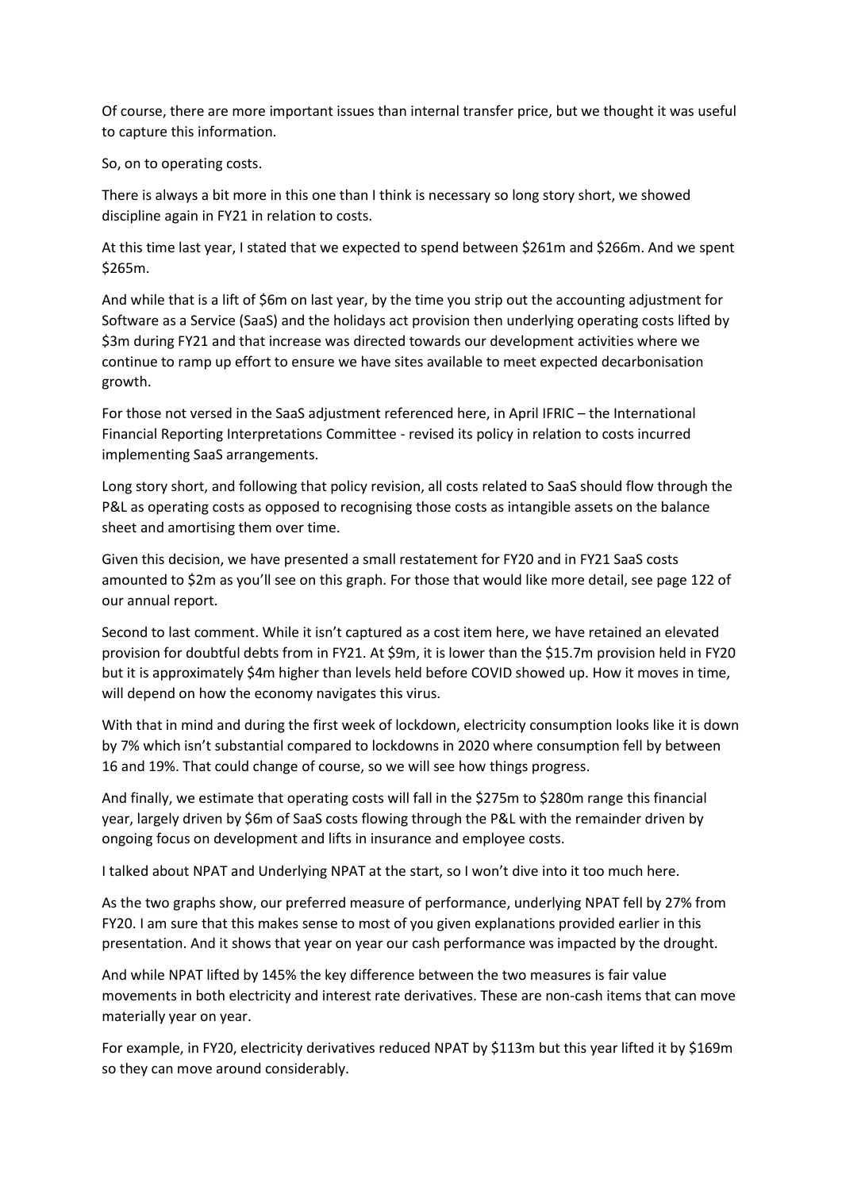Of course, there are more important issues than internal transfer price, but we thought it was useful to capture this information.

So, on to operating costs.

There is always a bit more in this one than I think is necessary so long story short, we showed discipline again in FY21 in relation to costs.

At this time last year, I stated that we expected to spend between $261m and $266m. And we spent $265m.

And while that is a lift of $6m on last year, by the time you strip out the accounting adjustment for Software as a Service (SaaS) and the holidays act provision then underlying operating costs lifted by $3m during FY21 and that increase was directed towards our development activities where we continue to ramp up effort to ensure we have sites available to meet expected decarbonisation growth.

For those not versed in the SaaS adjustment referenced here, in April IFRIC – the International Financial Reporting Interpretations Committee - revised its policy in relation to costs incurred implementing SaaS arrangements.

Long story short, and following that policy revision, all costs related to SaaS should flow through the P&L as operating costs as opposed to recognising those costs as intangible assets on the balance sheet and amortising them over time.

Given this decision, we have presented a small restatement for FY20 and in FY21 SaaS costs amounted to $2m as you'll see on this graph. For those that would like more detail, see page 122 of our annual report.

Second to last comment. While it isn't captured as a cost item here, we have retained an elevated provision for doubtful debts from in FY21. At $9m, it is lower than the $15.7m provision held in FY20 but it is approximately $4m higher than levels held before COVID showed up. How it moves in time, will depend on how the economy navigates this virus.

With that in mind and during the first week of lockdown, electricity consumption looks like it is down by 7% which isn't substantial compared to lockdowns in 2020 where consumption fell by between 16 and 19%. That could change of course, so we will see how things progress.

And finally, we estimate that operating costs will fall in the $275m to $280m range this financial year, largely driven by $6m of SaaS costs flowing through the P&L with the remainder driven by ongoing focus on development and lifts in insurance and employee costs.

I talked about NPAT and Underlying NPAT at the start, so I won't dive into it too much here.

As the two graphs show, our preferred measure of performance, underlying NPAT fell by 27% from FY20. I am sure that this makes sense to most of you given explanations provided earlier in this presentation. And it shows that year on year our cash performance was impacted by the drought.

And while NPAT lifted by 145% the key difference between the two measures is fair value movements in both electricity and interest rate derivatives. These are non-cash items that can move materially year on year.

For example, in FY20, electricity derivatives reduced NPAT by $113m but this year lifted it by $169m so they can move around considerably.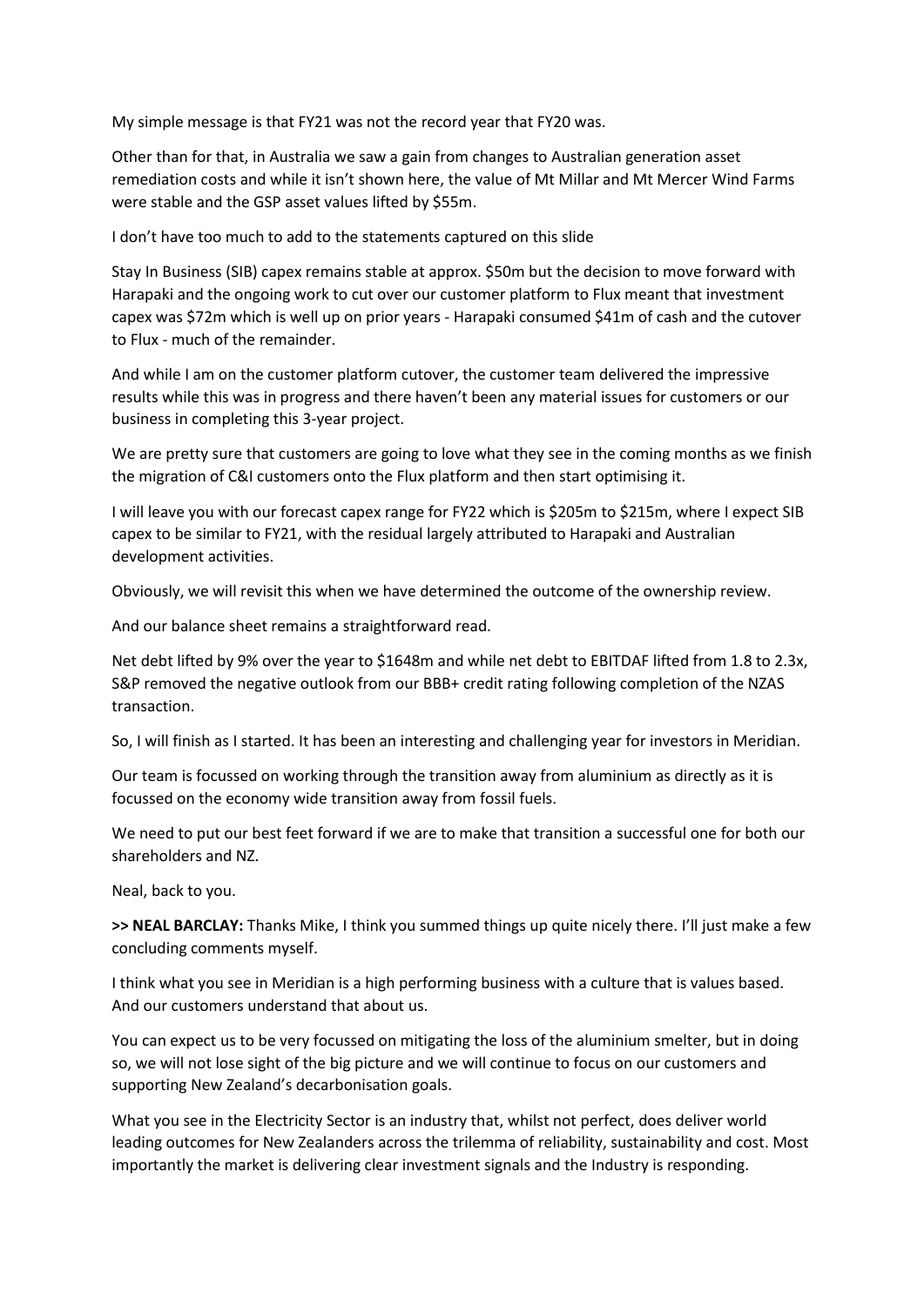My simple message is that FY21 was not the record year that FY20 was.

Other than for that, in Australia we saw a gain from changes to Australian generation asset remediation costs and while it isn't shown here, the value of Mt Millar and Mt Mercer Wind Farms were stable and the GSP asset values lifted by $55m.

I don't have too much to add to the statements captured on this slide

Stay In Business (SIB) capex remains stable at approx. $50m but the decision to move forward with Harapaki and the ongoing work to cut over our customer platform to Flux meant that investment capex was $72m which is well up on prior years - Harapaki consumed $41m of cash and the cutover to Flux - much of the remainder.

And while I am on the customer platform cutover, the customer team delivered the impressive results while this was in progress and there haven't been any material issues for customers or our business in completing this 3-year project.

We are pretty sure that customers are going to love what they see in the coming months as we finish the migration of C&I customers onto the Flux platform and then start optimising it.

I will leave you with our forecast capex range for FY22 which is $205m to $215m, where I expect SIB capex to be similar to FY21, with the residual largely attributed to Harapaki and Australian development activities.

Obviously, we will revisit this when we have determined the outcome of the ownership review.

And our balance sheet remains a straightforward read.

Net debt lifted by 9% over the year to $1648m and while net debt to EBITDAF lifted from 1.8 to 2.3x, S&P removed the negative outlook from our BBB+ credit rating following completion of the NZAS transaction.

So, I will finish as I started. It has been an interesting and challenging year for investors in Meridian.

Our team is focussed on working through the transition away from aluminium as directly as it is focussed on the economy wide transition away from fossil fuels.

We need to put our best feet forward if we are to make that transition a successful one for both our shareholders and NZ.

Neal, back to you.

**>> NEAL BARCLAY:** Thanks Mike, I think you summed things up quite nicely there. I'll just make a few concluding comments myself.

I think what you see in Meridian is a high performing business with a culture that is values based. And our customers understand that about us.

You can expect us to be very focussed on mitigating the loss of the aluminium smelter, but in doing so, we will not lose sight of the big picture and we will continue to focus on our customers and supporting New Zealand's decarbonisation goals.

What you see in the Electricity Sector is an industry that, whilst not perfect, does deliver world leading outcomes for New Zealanders across the trilemma of reliability, sustainability and cost. Most importantly the market is delivering clear investment signals and the Industry is responding.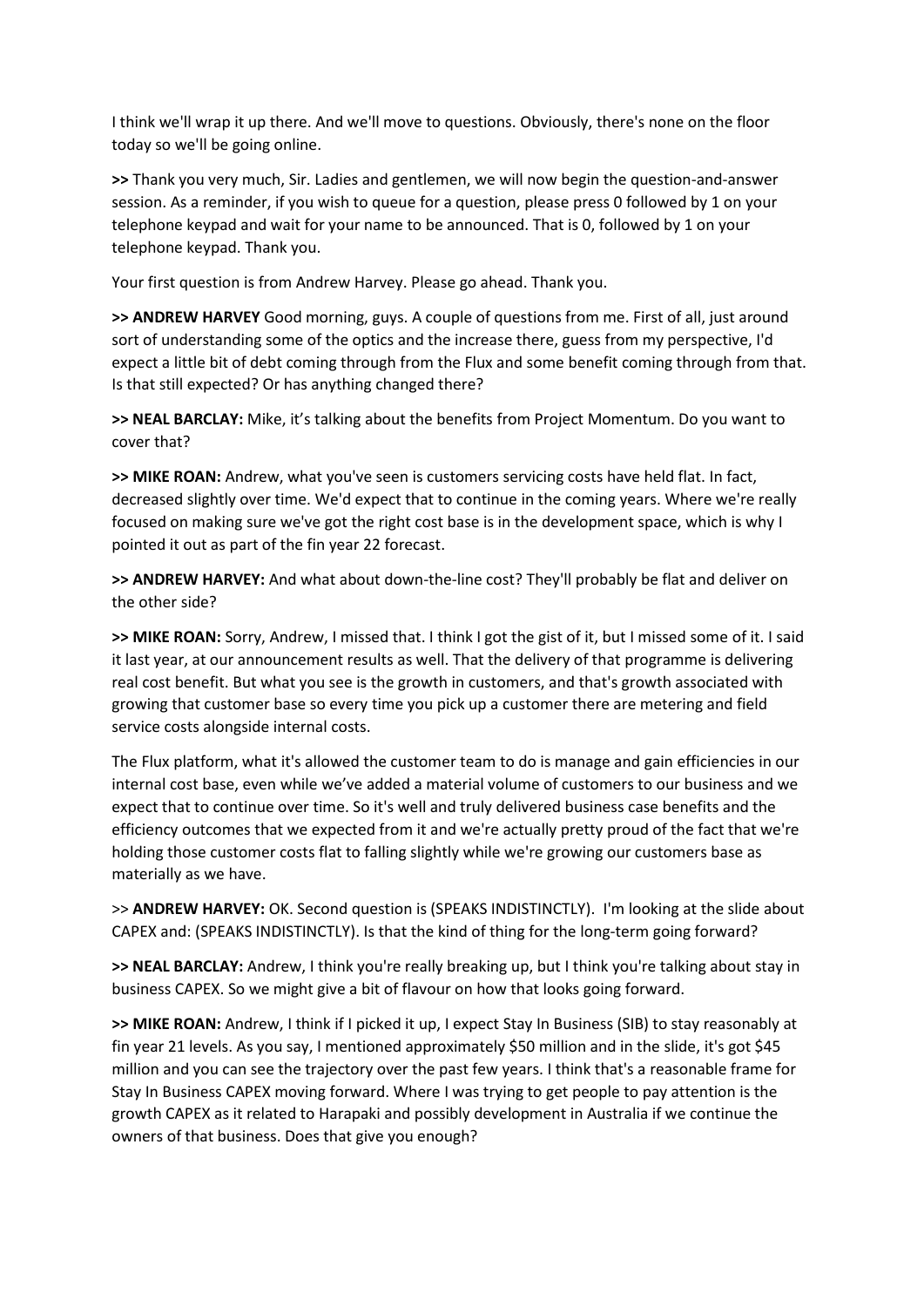I think we'll wrap it up there. And we'll move to questions. Obviously, there's none on the floor today so we'll be going online.

**>>** Thank you very much, Sir. Ladies and gentlemen, we will now begin the question-and-answer session. As a reminder, if you wish to queue for a question, please press 0 followed by 1 on your telephone keypad and wait for your name to be announced. That is 0, followed by 1 on your telephone keypad. Thank you.

Your first question is from Andrew Harvey. Please go ahead. Thank you.

**>> ANDREW HARVEY** Good morning, guys. A couple of questions from me. First of all, just around sort of understanding some of the optics and the increase there, guess from my perspective, I'd expect a little bit of debt coming through from the Flux and some benefit coming through from that. Is that still expected? Or has anything changed there?

**>> NEAL BARCLAY:** Mike, it's talking about the benefits from Project Momentum. Do you want to cover that?

**>> MIKE ROAN:** Andrew, what you've seen is customers servicing costs have held flat. In fact, decreased slightly over time. We'd expect that to continue in the coming years. Where we're really focused on making sure we've got the right cost base is in the development space, which is why I pointed it out as part of the fin year 22 forecast.

**>> ANDREW HARVEY:** And what about down-the-line cost? They'll probably be flat and deliver on the other side?

**>> MIKE ROAN:** Sorry, Andrew, I missed that. I think I got the gist of it, but I missed some of it. I said it last year, at our announcement results as well. That the delivery of that programme is delivering real cost benefit. But what you see is the growth in customers, and that's growth associated with growing that customer base so every time you pick up a customer there are metering and field service costs alongside internal costs.

The Flux platform, what it's allowed the customer team to do is manage and gain efficiencies in our internal cost base, even while we've added a material volume of customers to our business and we expect that to continue over time. So it's well and truly delivered business case benefits and the efficiency outcomes that we expected from it and we're actually pretty proud of the fact that we're holding those customer costs flat to falling slightly while we're growing our customers base as materially as we have.

>> **ANDREW HARVEY:** OK. Second question is (SPEAKS INDISTINCTLY). I'm looking at the slide about CAPEX and: (SPEAKS INDISTINCTLY). Is that the kind of thing for the long-term going forward?

**>> NEAL BARCLAY:** Andrew, I think you're really breaking up, but I think you're talking about stay in business CAPEX. So we might give a bit of flavour on how that looks going forward.

**>> MIKE ROAN:** Andrew, I think if I picked it up, I expect Stay In Business (SIB) to stay reasonably at fin year 21 levels. As you say, I mentioned approximately $50 million and in the slide, it's got $45 million and you can see the trajectory over the past few years. I think that's a reasonable frame for Stay In Business CAPEX moving forward. Where I was trying to get people to pay attention is the growth CAPEX as it related to Harapaki and possibly development in Australia if we continue the owners of that business. Does that give you enough?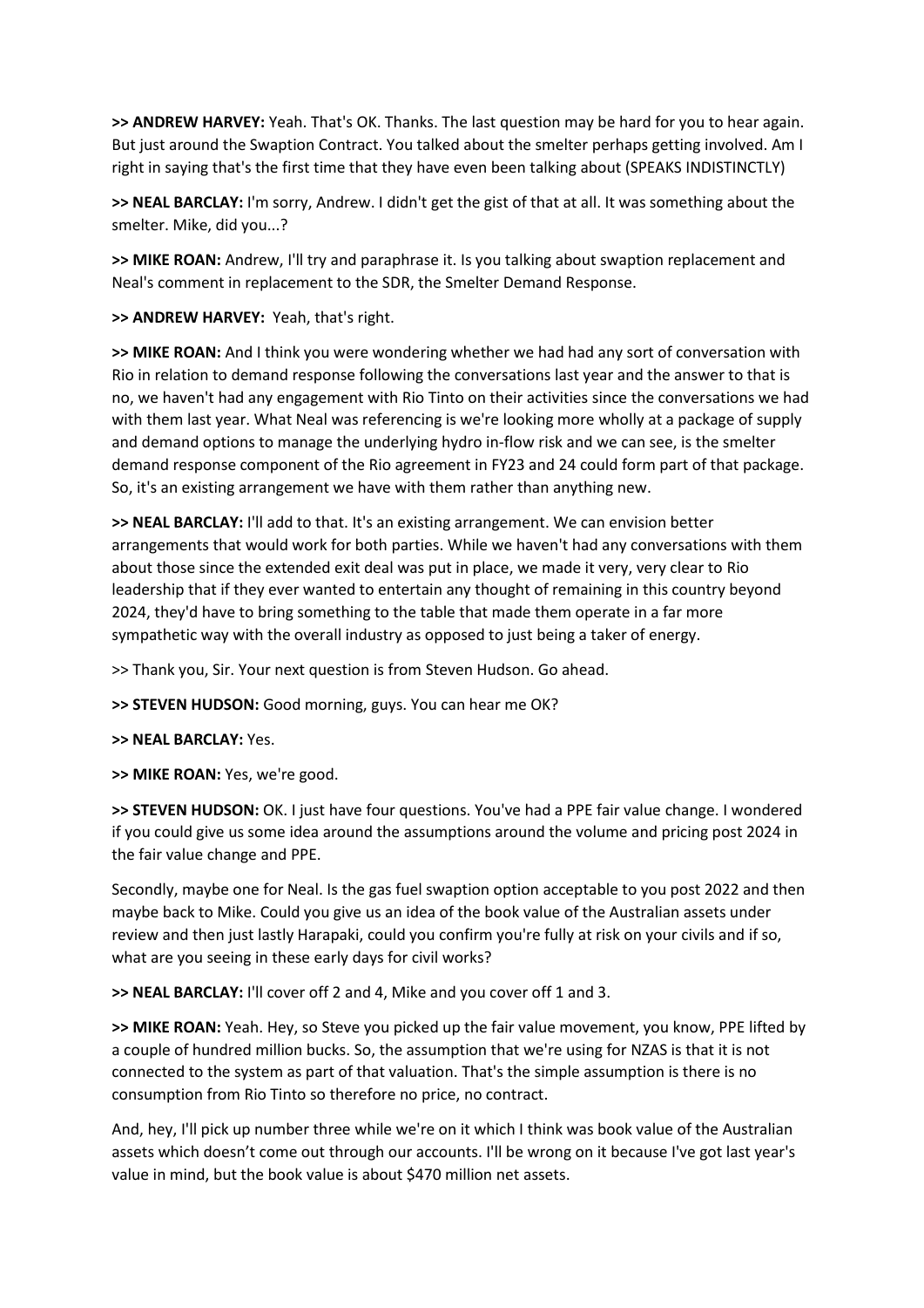**>> ANDREW HARVEY:** Yeah. That's OK. Thanks. The last question may be hard for you to hear again. But just around the Swaption Contract. You talked about the smelter perhaps getting involved. Am I right in saying that's the first time that they have even been talking about (SPEAKS INDISTINCTLY)

**>> NEAL BARCLAY:** I'm sorry, Andrew. I didn't get the gist of that at all. It was something about the smelter. Mike, did you...?

**>> MIKE ROAN:** Andrew, I'll try and paraphrase it. Is you talking about swaption replacement and Neal's comment in replacement to the SDR, the Smelter Demand Response.

**>> ANDREW HARVEY:** Yeah, that's right.

**>> MIKE ROAN:** And I think you were wondering whether we had had any sort of conversation with Rio in relation to demand response following the conversations last year and the answer to that is no, we haven't had any engagement with Rio Tinto on their activities since the conversations we had with them last year. What Neal was referencing is we're looking more wholly at a package of supply and demand options to manage the underlying hydro in-flow risk and we can see, is the smelter demand response component of the Rio agreement in FY23 and 24 could form part of that package. So, it's an existing arrangement we have with them rather than anything new.

**>> NEAL BARCLAY:** I'll add to that. It's an existing arrangement. We can envision better arrangements that would work for both parties. While we haven't had any conversations with them about those since the extended exit deal was put in place, we made it very, very clear to Rio leadership that if they ever wanted to entertain any thought of remaining in this country beyond 2024, they'd have to bring something to the table that made them operate in a far more sympathetic way with the overall industry as opposed to just being a taker of energy.

>> Thank you, Sir. Your next question is from Steven Hudson. Go ahead.

**>> STEVEN HUDSON:** Good morning, guys. You can hear me OK?

**>> NEAL BARCLAY:** Yes.

**>> MIKE ROAN:** Yes, we're good.

**>> STEVEN HUDSON:** OK. I just have four questions. You've had a PPE fair value change. I wondered if you could give us some idea around the assumptions around the volume and pricing post 2024 in the fair value change and PPE.

Secondly, maybe one for Neal. Is the gas fuel swaption option acceptable to you post 2022 and then maybe back to Mike. Could you give us an idea of the book value of the Australian assets under review and then just lastly Harapaki, could you confirm you're fully at risk on your civils and if so, what are you seeing in these early days for civil works?

**>> NEAL BARCLAY:** I'll cover off 2 and 4, Mike and you cover off 1 and 3.

**>> MIKE ROAN:** Yeah. Hey, so Steve you picked up the fair value movement, you know, PPE lifted by a couple of hundred million bucks. So, the assumption that we're using for NZAS is that it is not connected to the system as part of that valuation. That's the simple assumption is there is no consumption from Rio Tinto so therefore no price, no contract.

And, hey, I'll pick up number three while we're on it which I think was book value of the Australian assets which doesn't come out through our accounts. I'll be wrong on it because I've got last year's value in mind, but the book value is about $470 million net assets.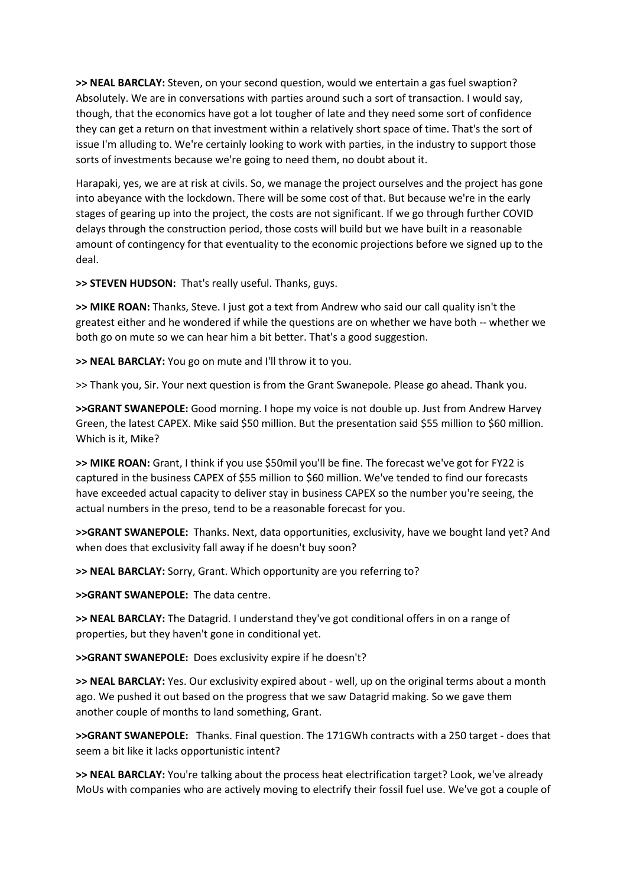**>> NEAL BARCLAY:** Steven, on your second question, would we entertain a gas fuel swaption? Absolutely. We are in conversations with parties around such a sort of transaction. I would say, though, that the economics have got a lot tougher of late and they need some sort of confidence they can get a return on that investment within a relatively short space of time. That's the sort of issue I'm alluding to. We're certainly looking to work with parties, in the industry to support those sorts of investments because we're going to need them, no doubt about it.

Harapaki, yes, we are at risk at civils. So, we manage the project ourselves and the project has gone into abeyance with the lockdown. There will be some cost of that. But because we're in the early stages of gearing up into the project, the costs are not significant. If we go through further COVID delays through the construction period, those costs will build but we have built in a reasonable amount of contingency for that eventuality to the economic projections before we signed up to the deal.

**>> STEVEN HUDSON:** That's really useful. Thanks, guys.

**>> MIKE ROAN:** Thanks, Steve. I just got a text from Andrew who said our call quality isn't the greatest either and he wondered if while the questions are on whether we have both -- whether we both go on mute so we can hear him a bit better. That's a good suggestion.

**>> NEAL BARCLAY:** You go on mute and I'll throw it to you.

>> Thank you, Sir. Your next question is from the Grant Swanepole. Please go ahead. Thank you.

**>>GRANT SWANEPOLE:** Good morning. I hope my voice is not double up. Just from Andrew Harvey Green, the latest CAPEX. Mike said $50 million. But the presentation said $55 million to $60 million. Which is it, Mike?

**>> MIKE ROAN:** Grant, I think if you use $50mil you'll be fine. The forecast we've got for FY22 is captured in the business CAPEX of $55 million to $60 million. We've tended to find our forecasts have exceeded actual capacity to deliver stay in business CAPEX so the number you're seeing, the actual numbers in the preso, tend to be a reasonable forecast for you.

**>>GRANT SWANEPOLE:** Thanks. Next, data opportunities, exclusivity, have we bought land yet? And when does that exclusivity fall away if he doesn't buy soon?

**>> NEAL BARCLAY:** Sorry, Grant. Which opportunity are you referring to?

**>>GRANT SWANEPOLE:** The data centre.

**>> NEAL BARCLAY:** The Datagrid. I understand they've got conditional offers in on a range of properties, but they haven't gone in conditional yet.

**>>GRANT SWANEPOLE:** Does exclusivity expire if he doesn't?

**>> NEAL BARCLAY:** Yes. Our exclusivity expired about - well, up on the original terms about a month ago. We pushed it out based on the progress that we saw Datagrid making. So we gave them another couple of months to land something, Grant.

**>>GRANT SWANEPOLE:** Thanks. Final question. The 171GWh contracts with a 250 target - does that seem a bit like it lacks opportunistic intent?

**>> NEAL BARCLAY:** You're talking about the process heat electrification target? Look, we've already MoUs with companies who are actively moving to electrify their fossil fuel use. We've got a couple of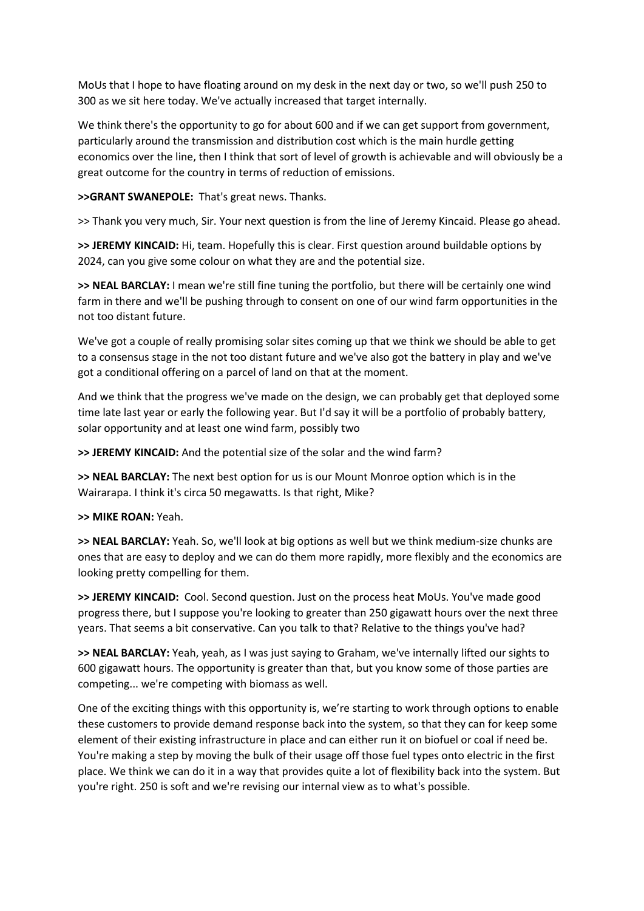MoUs that I hope to have floating around on my desk in the next day or two, so we'll push 250 to 300 as we sit here today. We've actually increased that target internally.

We think there's the opportunity to go for about 600 and if we can get support from government, particularly around the transmission and distribution cost which is the main hurdle getting economics over the line, then I think that sort of level of growth is achievable and will obviously be a great outcome for the country in terms of reduction of emissions.

**>>GRANT SWANEPOLE:** That's great news. Thanks.

>> Thank you very much, Sir. Your next question is from the line of Jeremy Kincaid. Please go ahead.

**>> JEREMY KINCAID:** Hi, team. Hopefully this is clear. First question around buildable options by 2024, can you give some colour on what they are and the potential size.

**>> NEAL BARCLAY:** I mean we're still fine tuning the portfolio, but there will be certainly one wind farm in there and we'll be pushing through to consent on one of our wind farm opportunities in the not too distant future.

We've got a couple of really promising solar sites coming up that we think we should be able to get to a consensus stage in the not too distant future and we've also got the battery in play and we've got a conditional offering on a parcel of land on that at the moment.

And we think that the progress we've made on the design, we can probably get that deployed some time late last year or early the following year. But I'd say it will be a portfolio of probably battery, solar opportunity and at least one wind farm, possibly two

**>> JEREMY KINCAID:** And the potential size of the solar and the wind farm?

**>> NEAL BARCLAY:** The next best option for us is our Mount Monroe option which is in the Wairarapa. I think it's circa 50 megawatts. Is that right, Mike?

**>> MIKE ROAN:** Yeah.

**>> NEAL BARCLAY:** Yeah. So, we'll look at big options as well but we think medium-size chunks are ones that are easy to deploy and we can do them more rapidly, more flexibly and the economics are looking pretty compelling for them.

**>> JEREMY KINCAID:** Cool. Second question. Just on the process heat MoUs. You've made good progress there, but I suppose you're looking to greater than 250 gigawatt hours over the next three years. That seems a bit conservative. Can you talk to that? Relative to the things you've had?

**>> NEAL BARCLAY:** Yeah, yeah, as I was just saying to Graham, we've internally lifted our sights to 600 gigawatt hours. The opportunity is greater than that, but you know some of those parties are competing... we're competing with biomass as well.

One of the exciting things with this opportunity is, we're starting to work through options to enable these customers to provide demand response back into the system, so that they can for keep some element of their existing infrastructure in place and can either run it on biofuel or coal if need be. You're making a step by moving the bulk of their usage off those fuel types onto electric in the first place. We think we can do it in a way that provides quite a lot of flexibility back into the system. But you're right. 250 is soft and we're revising our internal view as to what's possible.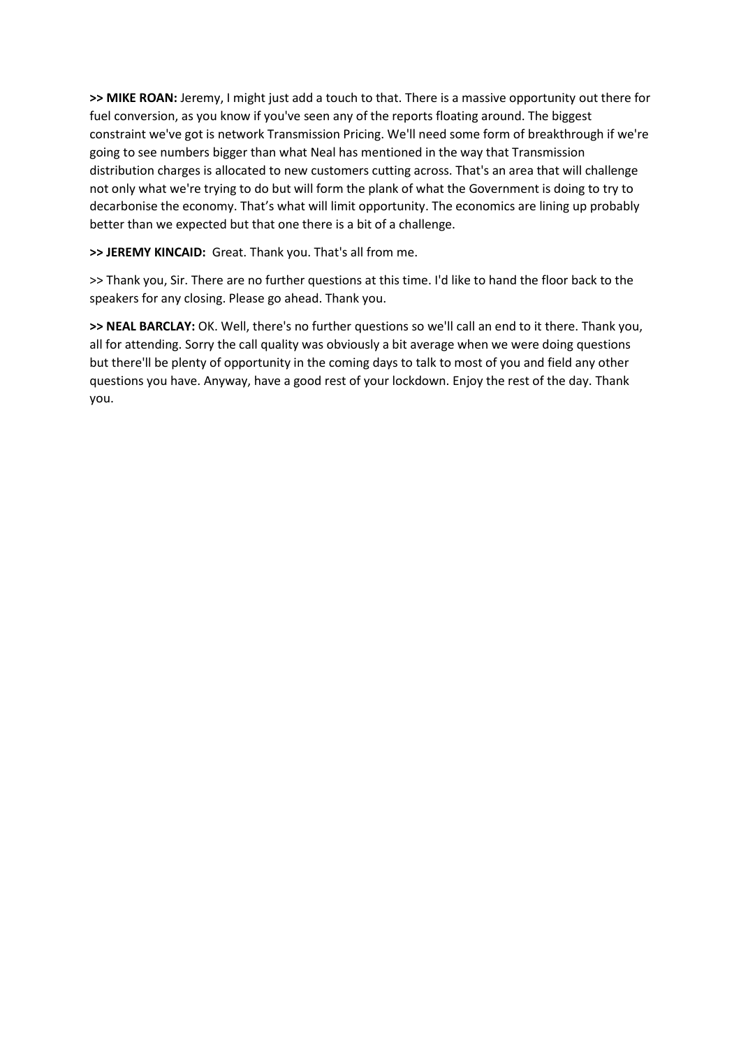**>> MIKE ROAN:** Jeremy, I might just add a touch to that. There is a massive opportunity out there for fuel conversion, as you know if you've seen any of the reports floating around. The biggest constraint we've got is network Transmission Pricing. We'll need some form of breakthrough if we're going to see numbers bigger than what Neal has mentioned in the way that Transmission distribution charges is allocated to new customers cutting across. That's an area that will challenge not only what we're trying to do but will form the plank of what the Government is doing to try to decarbonise the economy. That's what will limit opportunity. The economics are lining up probably better than we expected but that one there is a bit of a challenge.

**>> JEREMY KINCAID:** Great. Thank you. That's all from me.

>> Thank you, Sir. There are no further questions at this time. I'd like to hand the floor back to the speakers for any closing. Please go ahead. Thank you.

**>> NEAL BARCLAY:** OK. Well, there's no further questions so we'll call an end to it there. Thank you, all for attending. Sorry the call quality was obviously a bit average when we were doing questions but there'll be plenty of opportunity in the coming days to talk to most of you and field any other questions you have. Anyway, have a good rest of your lockdown. Enjoy the rest of the day. Thank you.